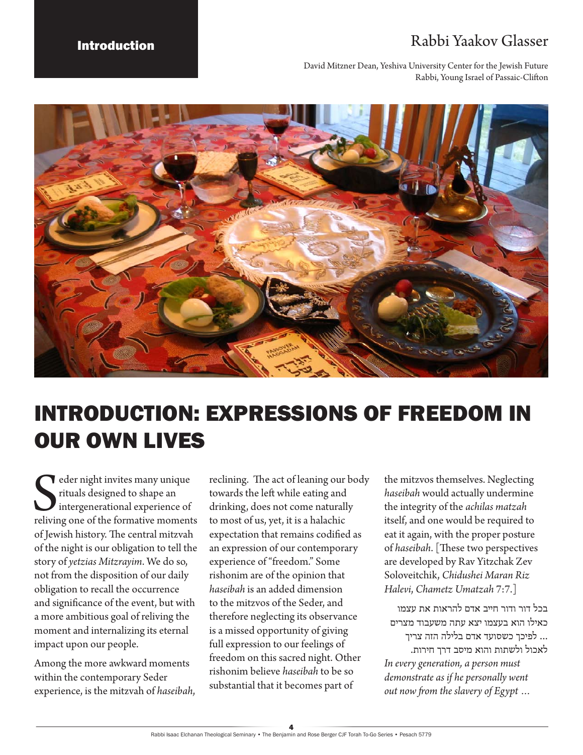Introduction

# Rabbi Yaakov Glasser

David Mitzner Dean, Yeshiva University Center for the Jewish Future
Rabbi, Young Israel of Passaic-Clifton

# INTRODUCTION: EXPRESSIONS OF FREEDOM IN OUR OWN LIVES

Seder night invites many unique rituals designed to shape an intergenerational experience of reliving one of the formative moments of Jewish history. The central mitzvah of the night is our obligation to tell the story of *yetzias Mitzrayim*. We do so, not from the disposition of our daily obligation to recall the occurrence and significance of the event, but with a more ambitious goal of reliving the moment and internalizing its eternal impact upon our people.

Among the more awkward moments within the contemporary Seder experience, is the mitzvah of *haseibah*, reclining. The act of leaning our body towards the left while eating and drinking, does not come naturally to most of us, yet, it is a halachic expectation that remains codified as an expression of our contemporary experience of "freedom." Some rishonim are of the opinion that *haseibah* is an added dimension to the mitzvos of the Seder, and therefore neglecting its observance is a missed opportunity of giving full expression to our feelings of freedom on this sacred night. Other rishonim believe *haseibah* to be so substantial that it becomes part of the mitzvos themselves. Neglecting *haseibah* would actually undermine the integrity of the *achilas matzah* itself, and one would be required to eat it again, with the proper posture of *haseibah*. [These two perspectives are developed by Rav Yitzchak Zev Soloveitchik, *Chidushei Maran Riz Halevi*, *Chametz Umatzah* 7:7.]

בכל דור ודור חייב אדם להראות את עצמו כאילו הוא בעצמו יצא עתה משעבוד מצרים ... לפיכך כשסועד אדם בלילה הזה צריך לאכול ולשתות והוא מיסב דרך חירות.

*In every generation, a person must demonstrate as if he personally went out now from the slavery of Egypt …*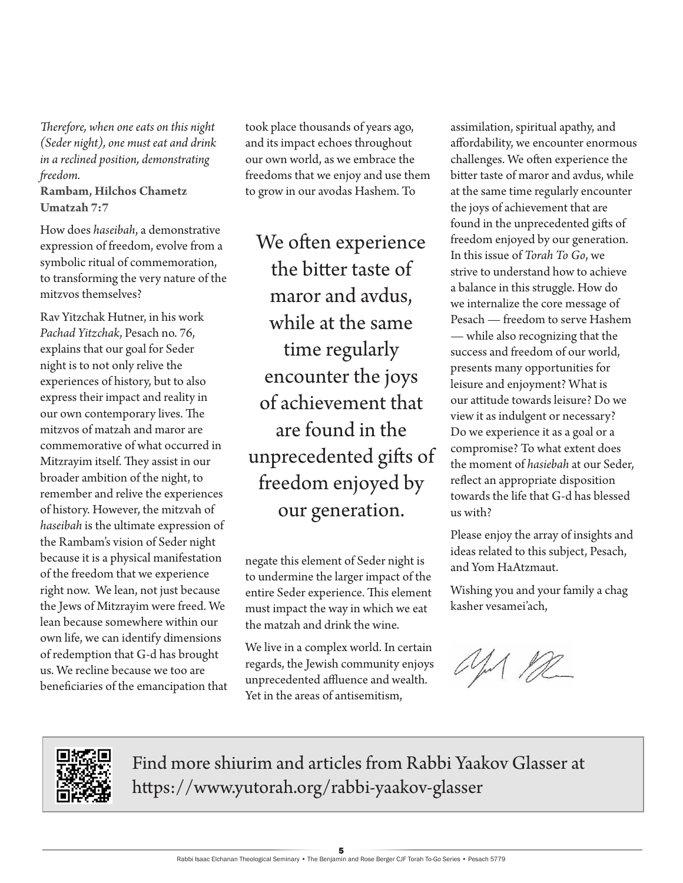*Therefore, when one eats on this night (Seder night), one must eat and drink in a reclined position, demonstrating freedom.*

**Rambam, Hilchos Chametz Umatzah 7:7**

How does *haseibah*, a demonstrative expression of freedom, evolve from a symbolic ritual of commemoration, to transforming the very nature of the mitzvos themselves?

Rav Yitzchak Hutner, in his work *Pachad Yitzchak*, Pesach no. 76, explains that our goal for Seder night is to not only relive the experiences of history, but to also express their impact and reality in our own contemporary lives. The mitzvos of matzah and maror are commemorative of what occurred in Mitzrayim itself. They assist in our broader ambition of the night, to remember and relive the experiences of history. However, the mitzvah of *haseibah* is the ultimate expression of the Rambam's vision of Seder night because it is a physical manifestation of the freedom that we experience right now. We lean, not just because the Jews of Mitzrayim were freed. We lean because somewhere within our own life, we can identify dimensions of redemption that G-d has brought us. We recline because we too are beneficiaries of the emancipation that took place thousands of years ago, and its impact echoes throughout our own world, as we embrace the freedoms that we enjoy and use them to grow in our avodas Hashem. To negate this element of Seder night is to undermine the larger impact of the entire Seder experience. This element must impact the way in which we eat the matzah and drink the wine.

> We often experience the bitter taste of maror and avdus, while at the same time regularly encounter the joys of achievement that are found in the unprecedented gifts of freedom enjoyed by our generation.

We live in a complex world. In certain regards, the Jewish community enjoys unprecedented affluence and wealth. Yet in the areas of antisemitism, assimilation, spiritual apathy, and affordability, we encounter enormous challenges. We often experience the bitter taste of maror and avdus, while at the same time regularly encounter the joys of achievement that are found in the unprecedented gifts of freedom enjoyed by our generation. In this issue of *Torah To Go*, we strive to understand how to achieve a balance in this struggle. How do we internalize the core message of Pesach — freedom to serve Hashem — while also recognizing that the success and freedom of our world, presents many opportunities for leisure and enjoyment? What is our attitude towards leisure? Do we view it as indulgent or necessary? Do we experience it as a goal or a compromise? To what extent does the moment of *hasiebah* at our Seder, reflect an appropriate disposition towards the life that G-d has blessed us with?

Please enjoy the array of insights and ideas related to this subject, Pesach, and Yom HaAtzmaut.

Wishing you and your family a chag kasher vesamei'ach,

Find more shiurim and articles from Rabbi Yaakov Glasser at https://www.yutorah.org/rabbi-yaakov-glasser